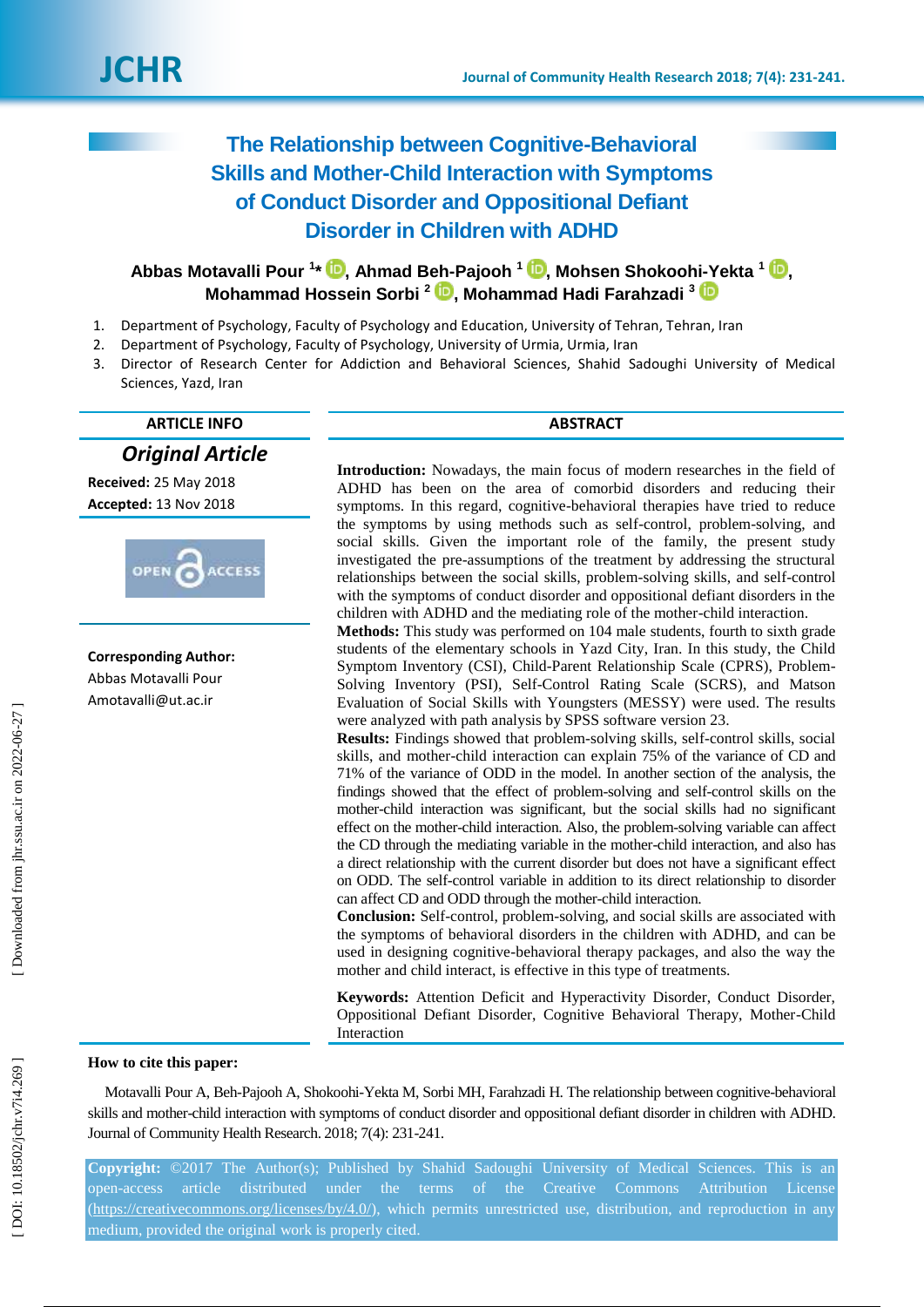# The Relationship between Cognitive-Behavioral Skills and Mother-Child Interaction with Symptoms of Conduct Disorder and Oppositional Defiant Disorder in Children with ADHD

**Abbas Motavalli Pour [1]\*, Ahmad Beh-Pajooh [1], Mohsen Shokoohi-Yekta [1], Mohammad Hossein Sorbi [2], Mohammad Hadi Farahzadi [3]**

1. Department of Psychology, Faculty of Psychology and Education, University of Tehran, Tehran, Iran
2. Department of Psychology, Faculty of Psychology, University of Urmia, Urmia, Iran
3. Director of Research Center for Addiction and Behavioral Sciences, Shahid Sadoughi University of Medical Sciences, Yazd, Iran

## ARTICLE INFO

***Original Article***

**Received:** 25 May 2018

**Accepted:** 13 Nov 2018

OPEN ACCESS

**Corresponding Author:**
Abbas Motavalli Pour
Amotavalli@ut.ac.ir

## ABSTRACT

**Introduction:** Nowadays, the main focus of modern researches in the field of ADHD has been on the area of comorbid disorders and reducing their symptoms. In this regard, cognitive-behavioral therapies have tried to reduce the symptoms by using methods such as self-control, problem-solving, and social skills. Given the important role of the family, the present study investigated the pre-assumptions of the treatment by addressing the structural relationships between the social skills, problem-solving skills, and self-control with the symptoms of conduct disorder and oppositional defiant disorders in the children with ADHD and the mediating role of the mother-child interaction.

**Methods:** This study was performed on 104 male students, fourth to sixth grade students of the elementary schools in Yazd City, Iran. In this study, the Child Symptom Inventory (CSI), Child-Parent Relationship Scale (CPRS), Problem-Solving Inventory (PSI), Self-Control Rating Scale (SCRS), and Matson Evaluation of Social Skills with Youngsters (MESSY) were used. The results were analyzed with path analysis by SPSS software version 23.

**Results:** Findings showed that problem-solving skills, self-control skills, social skills, and mother-child interaction can explain 75% of the variance of CD and 71% of the variance of ODD in the model. In another section of the analysis, the findings showed that the effect of problem-solving and self-control skills on the mother-child interaction was significant, but the social skills had no significant effect on the mother-child interaction. Also, the problem-solving variable can affect the CD through the mediating variable in the mother-child interaction, and also has a direct relationship with the current disorder but does not have a significant effect on ODD. The self-control variable in addition to its direct relationship to disorder can affect CD and ODD through the mother-child interaction.

**Conclusion:** Self-control, problem-solving, and social skills are associated with the symptoms of behavioral disorders in the children with ADHD, and can be used in designing cognitive-behavioral therapy packages, and also the way the mother and child interact, is effective in this type of treatments.

**Keywords:** Attention Deficit and Hyperactivity Disorder, Conduct Disorder, Oppositional Defiant Disorder, Cognitive Behavioral Therapy, Mother-Child Interaction

**How to cite this paper:**

Motavalli Pour A, Beh-Pajooh A, Shokoohi-Yekta M, Sorbi MH, Farahzadi H. The relationship between cognitive-behavioral skills and mother-child interaction with symptoms of conduct disorder and oppositional defiant disorder in children with ADHD. Journal of Community Health Research. 2018; 7(4): 231-241.

**Copyright:** ©2017 The Author(s); Published by Shahid Sadoughi University of Medical Sciences. This is an open-access article distributed under the terms of the Creative Commons Attribution License (https://creativecommons.org/licenses/by/4.0/), which permits unrestricted use, distribution, and reproduction in any medium, provided the original work is properly cited.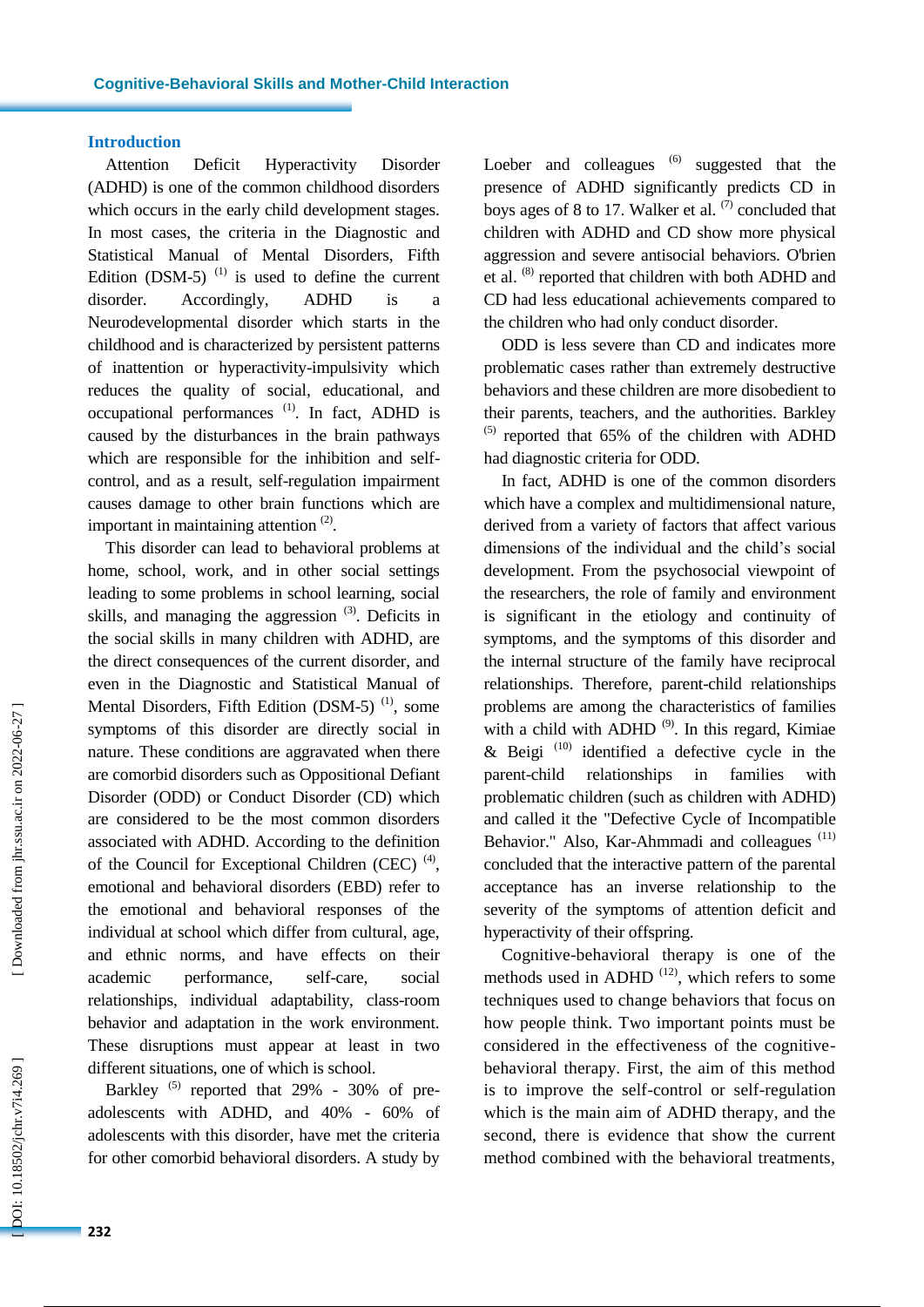## Introduction

Attention Deficit Hyperactivity Disorder (ADHD) is one of the common childhood disorders which occurs in the early child development stages. In most cases, the criteria in the Diagnostic and Statistical Manual of Mental Disorders, Fifth Edition (DSM-5) [1] is used to define the current disorder. Accordingly, ADHD is a Neurodevelopmental disorder which starts in the childhood and is characterized by persistent patterns of inattention or hyperactivity-impulsivity which reduces the quality of social, educational, and occupational performances [1]. In fact, ADHD is caused by the disturbances in the brain pathways which are responsible for the inhibition and self-control, and as a result, self-regulation impairment causes damage to other brain functions which are important in maintaining attention [2].

This disorder can lead to behavioral problems at home, school, work, and in other social settings leading to some problems in school learning, social skills, and managing the aggression [3]. Deficits in the social skills in many children with ADHD, are the direct consequences of the current disorder, and even in the Diagnostic and Statistical Manual of Mental Disorders, Fifth Edition (DSM-5) [1], some symptoms of this disorder are directly social in nature. These conditions are aggravated when there are comorbid disorders such as Oppositional Defiant Disorder (ODD) or Conduct Disorder (CD) which are considered to be the most common disorders associated with ADHD. According to the definition of the Council for Exceptional Children (CEC) [4], emotional and behavioral disorders (EBD) refer to the emotional and behavioral responses of the individual at school which differ from cultural, age, and ethnic norms, and have effects on their academic performance, self-care, social relationships, individual adaptability, class-room behavior and adaptation in the work environment. These disruptions must appear at least in two different situations, one of which is school.

Barkley [5] reported that 29% - 30% of pre-adolescents with ADHD, and 40% - 60% of adolescents with this disorder, have met the criteria for other comorbid behavioral disorders. A study by Loeber and colleagues [6] suggested that the presence of ADHD significantly predicts CD in boys ages of 8 to 17. Walker et al. [7] concluded that children with ADHD and CD show more physical aggression and severe antisocial behaviors. O'brien et al. [8] reported that children with both ADHD and CD had less educational achievements compared to the children who had only conduct disorder.

ODD is less severe than CD and indicates more problematic cases rather than extremely destructive behaviors and these children are more disobedient to their parents, teachers, and the authorities. Barkley [5] reported that 65% of the children with ADHD had diagnostic criteria for ODD.

In fact, ADHD is one of the common disorders which have a complex and multidimensional nature, derived from a variety of factors that affect various dimensions of the individual and the child's social development. From the psychosocial viewpoint of the researchers, the role of family and environment is significant in the etiology and continuity of symptoms, and the symptoms of this disorder and the internal structure of the family have reciprocal relationships. Therefore, parent-child relationships problems are among the characteristics of families with a child with ADHD [9]. In this regard, Kimiae & Beigi [10] identified a defective cycle in the parent-child relationships in families with problematic children (such as children with ADHD) and called it the "Defective Cycle of Incompatible Behavior." Also, Kar-Ahmmadi and colleagues [11] concluded that the interactive pattern of the parental acceptance has an inverse relationship to the severity of the symptoms of attention deficit and hyperactivity of their offspring.

Cognitive-behavioral therapy is one of the methods used in ADHD [12], which refers to some techniques used to change behaviors that focus on how people think. Two important points must be considered in the effectiveness of the cognitive-behavioral therapy. First, the aim of this method is to improve the self-control or self-regulation which is the main aim of ADHD therapy, and the second, there is evidence that show the current method combined with the behavioral treatments,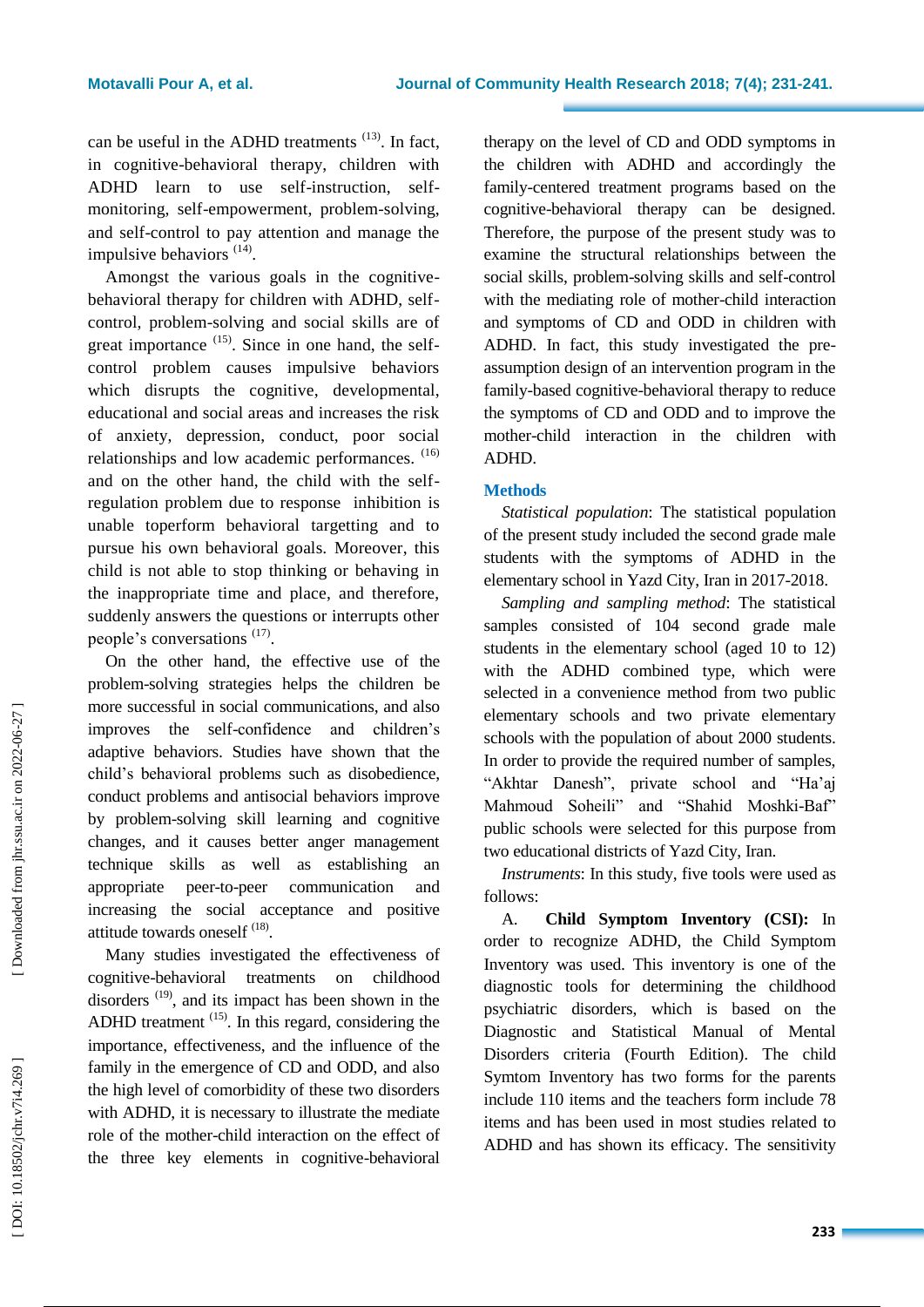can be useful in the ADHD treatments [13]. In fact, in cognitive-behavioral therapy, children with ADHD learn to use self-instruction, self-monitoring, self-empowerment, problem-solving, and self-control to pay attention and manage the impulsive behaviors [14].

Amongst the various goals in the cognitive-behavioral therapy for children with ADHD, self-control, problem-solving and social skills are of great importance [15]. Since in one hand, the self-control problem causes impulsive behaviors which disrupts the cognitive, developmental, educational and social areas and increases the risk of anxiety, depression, conduct, poor social relationships and low academic performances. [16] and on the other hand, the child with the self-regulation problem due to response inhibition is unable toperform behavioral targetting and to pursue his own behavioral goals. Moreover, this child is not able to stop thinking or behaving in the inappropriate time and place, and therefore, suddenly answers the questions or interrupts other people's conversations [17].

On the other hand, the effective use of the problem-solving strategies helps the children be more successful in social communications, and also improves the self-confidence and children's adaptive behaviors. Studies have shown that the child's behavioral problems such as disobedience, conduct problems and antisocial behaviors improve by problem-solving skill learning and cognitive changes, and it causes better anger management technique skills as well as establishing an appropriate peer-to-peer communication and increasing the social acceptance and positive attitude towards oneself [18].

Many studies investigated the effectiveness of cognitive-behavioral treatments on childhood disorders [19], and its impact has been shown in the ADHD treatment [15]. In this regard, considering the importance, effectiveness, and the influence of the family in the emergence of CD and ODD, and also the high level of comorbidity of these two disorders with ADHD, it is necessary to illustrate the mediate role of the mother-child interaction on the effect of the three key elements in cognitive-behavioral therapy on the level of CD and ODD symptoms in the children with ADHD and accordingly the family-centered treatment programs based on the cognitive-behavioral therapy can be designed. Therefore, the purpose of the present study was to examine the structural relationships between the social skills, problem-solving skills and self-control with the mediating role of mother-child interaction and symptoms of CD and ODD in children with ADHD. In fact, this study investigated the pre-assumption design of an intervention program in the family-based cognitive-behavioral therapy to reduce the symptoms of CD and ODD and to improve the mother-child interaction in the children with ADHD.

## Methods

*Statistical population*: The statistical population of the present study included the second grade male students with the symptoms of ADHD in the elementary school in Yazd City, Iran in 2017-2018.

*Sampling and sampling method*: The statistical samples consisted of 104 second grade male students in the elementary school (aged 10 to 12) with the ADHD combined type, which were selected in a convenience method from two public elementary schools and two private elementary schools with the population of about 2000 students. In order to provide the required number of samples, "Akhtar Danesh", private school and "Ha'aj Mahmoud Soheili" and "Shahid Moshki-Baf" public schools were selected for this purpose from two educational districts of Yazd City, Iran.

*Instruments*: In this study, five tools were used as follows:

A. **Child Symptom Inventory (CSI):** In order to recognize ADHD, the Child Symptom Inventory was used. This inventory is one of the diagnostic tools for determining the childhood psychiatric disorders, which is based on the Diagnostic and Statistical Manual of Mental Disorders criteria (Fourth Edition). The child Symtom Inventory has two forms for the parents include 110 items and the teachers form include 78 items and has been used in most studies related to ADHD and has shown its efficacy. The sensitivity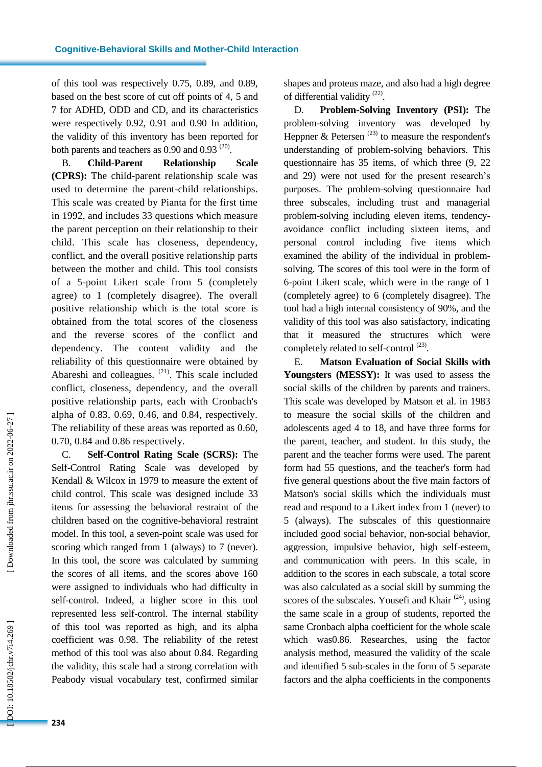of this tool was respectively 0.75, 0.89, and 0.89, based on the best score of cut off points of 4, 5 and 7 for ADHD, ODD and CD, and its characteristics were respectively 0.92, 0.91 and 0.90 In addition, the validity of this inventory has been reported for both parents and teachers as 0.90 and 0.93 [20].

B. **Child-Parent Relationship Scale (CPRS):** The child-parent relationship scale was used to determine the parent-child relationships. This scale was created by Pianta for the first time in 1992, and includes 33 questions which measure the parent perception on their relationship to their child. This scale has closeness, dependency, conflict, and the overall positive relationship parts between the mother and child. This tool consists of a 5-point Likert scale from 5 (completely agree) to 1 (completely disagree). The overall positive relationship which is the total score is obtained from the total scores of the closeness and the reverse scores of the conflict and dependency. The content validity and the reliability of this questionnaire were obtained by Abareshi and colleagues. [21]. This scale included conflict, closeness, dependency, and the overall positive relationship parts, each with Cronbach's alpha of 0.83, 0.69, 0.46, and 0.84, respectively. The reliability of these areas was reported as 0.60, 0.70, 0.84 and 0.86 respectively.

C. **Self-Control Rating Scale (SCRS):** The Self-Control Rating Scale was developed by Kendall & Wilcox in 1979 to measure the extent of child control. This scale was designed include 33 items for assessing the behavioral restraint of the children based on the cognitive-behavioral restraint model. In this tool, a seven-point scale was used for scoring which ranged from 1 (always) to 7 (never). In this tool, the score was calculated by summing the scores of all items, and the scores above 160 were assigned to individuals who had difficulty in self-control. Indeed, a higher score in this tool represented less self-control. The internal stability of this tool was reported as high, and its alpha coefficient was 0.98. The reliability of the retest method of this tool was also about 0.84. Regarding the validity, this scale had a strong correlation with Peabody visual vocabulary test, confirmed similar shapes and proteus maze, and also had a high degree of differential validity [22].

D. **Problem-Solving Inventory (PSI):** The problem-solving inventory was developed by Heppner & Petersen [23] to measure the respondent's understanding of problem-solving behaviors. This questionnaire has 35 items, of which three (9, 22 and 29) were not used for the present research's purposes. The problem-solving questionnaire had three subscales, including trust and managerial problem-solving including eleven items, tendency-avoidance conflict including sixteen items, and personal control including five items which examined the ability of the individual in problem-solving. The scores of this tool were in the form of 6-point Likert scale, which were in the range of 1 (completely agree) to 6 (completely disagree). The tool had a high internal consistency of 90%, and the validity of this tool was also satisfactory, indicating that it measured the structures which were completely related to self-control [23].

E. **Matson Evaluation of Social Skills with Youngsters (MESSY):** It was used to assess the social skills of the children by parents and trainers. This scale was developed by Matson et al. in 1983 to measure the social skills of the children and adolescents aged 4 to 18, and have three forms for the parent, teacher, and student. In this study, the parent and the teacher forms were used. The parent form had 55 questions, and the teacher's form had five general questions about the five main factors of Matson's social skills which the individuals must read and respond to a Likert index from 1 (never) to 5 (always). The subscales of this questionnaire included good social behavior, non-social behavior, aggression, impulsive behavior, high self-esteem, and communication with peers. In this scale, in addition to the scores in each subscale, a total score was also calculated as a social skill by summing the scores of the subscales. Yousefi and Khair [24], using the same scale in a group of students, reported the same Cronbach alpha coefficient for the whole scale which was0.86. Researches, using the factor analysis method, measured the validity of the scale and identified 5 sub-scales in the form of 5 separate factors and the alpha coefficients in the components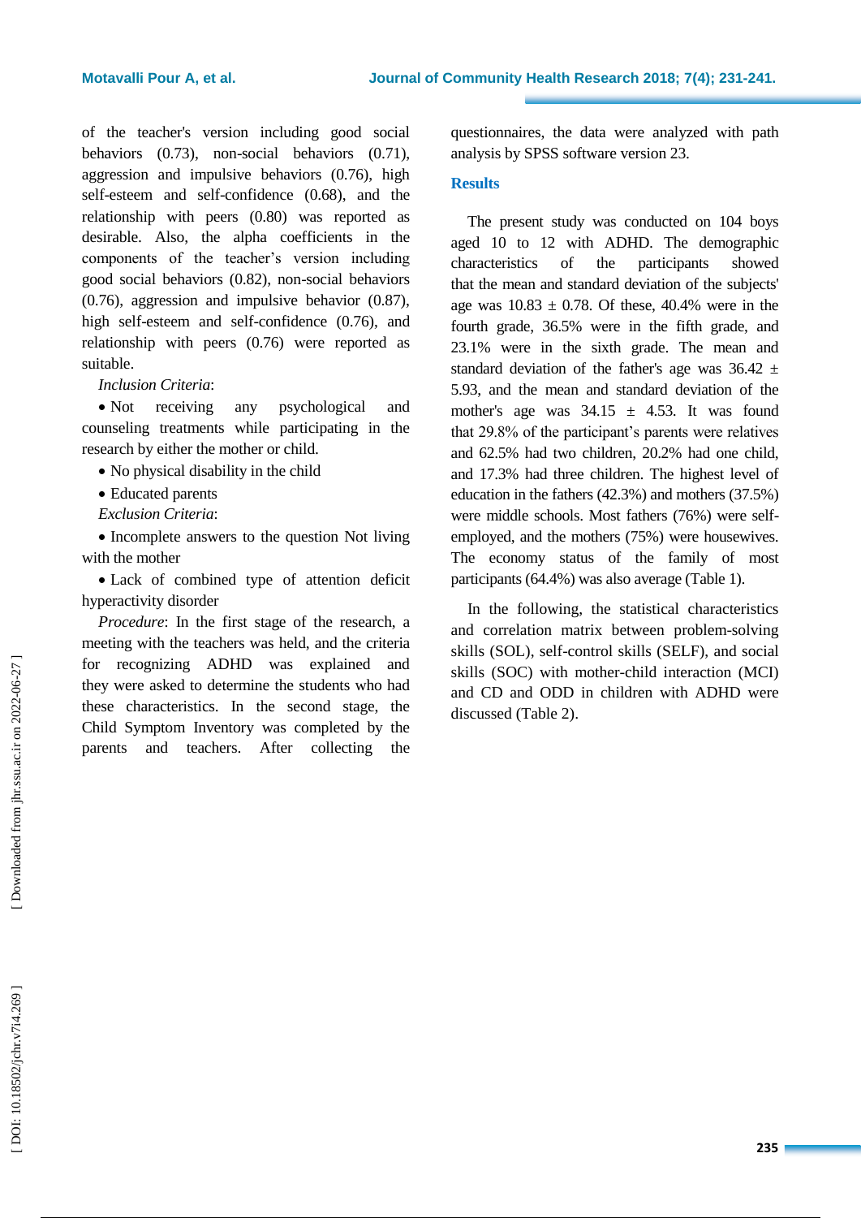of the teacher's version including good social behaviors (0.73), non-social behaviors (0.71), aggression and impulsive behaviors (0.76), high self-esteem and self-confidence (0.68), and the relationship with peers (0.80) was reported as desirable. Also, the alpha coefficients in the components of the teacher's version including good social behaviors (0.82), non-social behaviors (0.76), aggression and impulsive behavior (0.87), high self-esteem and self-confidence (0.76), and relationship with peers (0.76) were reported as suitable.

*Inclusion Criteria*:

- Not receiving any psychological and counseling treatments while participating in the research by either the mother or child.
- No physical disability in the child
- Educated parents

*Exclusion Criteria*:

- Incomplete answers to the question Not living with the mother
- Lack of combined type of attention deficit hyperactivity disorder

*Procedure*: In the first stage of the research, a meeting with the teachers was held, and the criteria for recognizing ADHD was explained and they were asked to determine the students who had these characteristics. In the second stage, the Child Symptom Inventory was completed by the parents and teachers. After collecting the questionnaires, the data were analyzed with path analysis by SPSS software version 23.

## Results

The present study was conducted on 104 boys aged 10 to 12 with ADHD. The demographic characteristics of the participants showed that the mean and standard deviation of the subjects' age was $10.83 \pm 0.78$. Of these, 40.4% were in the fourth grade, 36.5% were in the fifth grade, and 23.1% were in the sixth grade. The mean and standard deviation of the father's age was $36.42 \pm 5.93$, and the mean and standard deviation of the mother's age was $34.15 \pm 4.53$. It was found that 29.8% of the participant's parents were relatives and 62.5% had two children, 20.2% had one child, and 17.3% had three children. The highest level of education in the fathers (42.3%) and mothers (37.5%) were middle schools. Most fathers (76%) were self-employed, and the mothers (75%) were housewives. The economy status of the family of most participants (64.4%) was also average (Table 1).

In the following, the statistical characteristics and correlation matrix between problem-solving skills (SOL), self-control skills (SELF), and social skills (SOC) with mother-child interaction (MCI) and CD and ODD in children with ADHD were discussed (Table 2).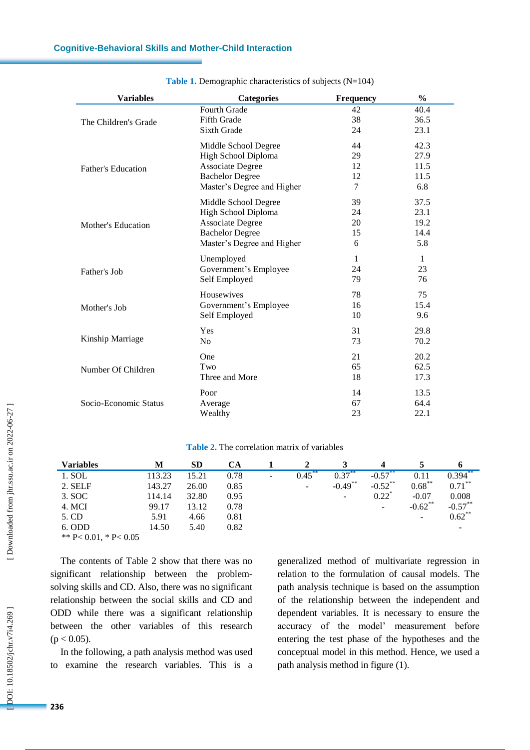**Table 1.** Demographic characteristics of subjects (N=104)

| Variables | Categories | Frequency | % |
|---|---|---|---|
| The Children's Grade | Fourth Grade | 42 | 40.4 |
| | Fifth Grade | 38 | 36.5 |
| | Sixth Grade | 24 | 23.1 |
| Father's Education | Middle School Degree | 44 | 42.3 |
| | High School Diploma | 29 | 27.9 |
| | Associate Degree | 12 | 11.5 |
| | Bachelor Degree | 12 | 11.5 |
| | Master's Degree and Higher | 7 | 6.8 |
| Mother's Education | Middle School Degree | 39 | 37.5 |
| | High School Diploma | 24 | 23.1 |
| | Associate Degree | 20 | 19.2 |
| | Bachelor Degree | 15 | 14.4 |
| | Master's Degree and Higher | 6 | 5.8 |
| Father's Job | Unemployed | 1 | 1 |
| | Government's Employee | 24 | 23 |
| | Self Employed | 79 | 76 |
| Mother's Job | Housewives | 78 | 75 |
| | Government's Employee | 16 | 15.4 |
| | Self Employed | 10 | 9.6 |
| Kinship Marriage | Yes | 31 | 29.8 |
| | No | 73 | 70.2 |
| Number Of Children | One | 21 | 20.2 |
| | Two | 65 | 62.5 |
| | Three and More | 18 | 17.3 |
| Socio-Economic Status | Poor | 14 | 13.5 |
| | Average | 67 | 64.4 |
| | Wealthy | 23 | 22.1 |

**Table 2.** The correlation matrix of variables

| Variables | M | SD | CA | 1 | 2 | 3 | 4 | 5 | 6 |
|---|---|---|---|---|---|---|---|---|---|
| 1. SOL | 113.23 | 15.21 | 0.78 | - | 0.45** | 0.37** | -0.57** | 0.11 | 0.394** |
| 2. SELF | 143.27 | 26.00 | 0.85 | | - | -0.49** | -0.52** | 0.68** | 0.71** |
| 3. SOC | 114.14 | 32.80 | 0.95 | | | - | 0.22* | -0.07 | 0.008 |
| 4. MCI | 99.17 | 13.12 | 0.78 | | | | - | -0.62** | -0.57** |
| 5. CD | 5.91 | 4.66 | 0.81 | | | | | - | 0.62** |
| 6. ODD | 14.50 | 5.40 | 0.82 | | | | | | - |

** P< 0.01, * P< 0.05

The contents of Table 2 show that there was no significant relationship between the problem-solving skills and CD. Also, there was no significant relationship between the social skills and CD and ODD while there was a significant relationship between the other variables of this research ($p < 0.05$).

In the following, a path analysis method was used to examine the research variables. This is a generalized method of multivariate regression in relation to the formulation of causal models. The path analysis technique is based on the assumption of the relationship between the independent and dependent variables. It is necessary to ensure the accuracy of the model' measurement before entering the test phase of the hypotheses and the conceptual model in this method. Hence, we used a path analysis method in figure (1).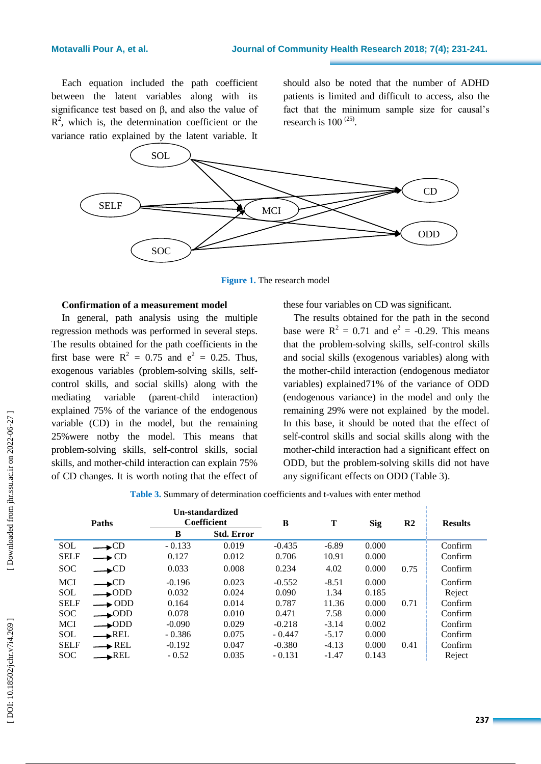Each equation included the path coefficient between the latent variables along with its significance test based on β, and also the value of $R^2$, which is, the determination coefficient or the variance ratio explained by the latent variable. It should also be noted that the number of ADHD patients is limited and difficult to access, also the fact that the minimum sample size for causal's research is 100 [25].

Figure 1. The research model

### Confirmation of a measurement model

In general, path analysis using the multiple regression methods was performed in several steps. The results obtained for the path coefficients in the first base were $R^2$ = 0.75 and $e^2$ = 0.25. Thus, exogenous variables (problem-solving skills, self-control skills, and social skills) along with the mediating variable (parent-child interaction) explained 75% of the variance of the endogenous variable (CD) in the model, but the remaining 25%were notby the model. This means that problem-solving skills, self-control skills, social skills, and mother-child interaction can explain 75% of CD changes. It is worth noting that the effect of these four variables on CD was significant.

The results obtained for the path in the second base were $R^2$ = 0.71 and $e^2$ = -0.29. This means that the problem-solving skills, self-control skills and social skills (exogenous variables) along with the mother-child interaction (endogenous mediator variables) explained71% of the variance of ODD (endogenous variance) in the model and only the remaining 29% were not explained by the model. In this base, it should be noted that the effect of self-control skills and social skills along with the mother-child interaction had a significant effect on ODD, but the problem-solving skills did not have any significant effects on ODD (Table 3).

**Table 3.** Summary of determination coefficients and t-values with enter method

| Paths | Un-standardized Coefficient | | B | T | Sig | R2 | Results |
|---|---|---|---|---|---|---|---|
| | B | Std. Error | | | | | |
| SOL → CD | - 0.133 | 0.019 | -0.435 | -6.89 | 0.000 | | Confirm |
| SELF → CD | 0.127 | 0.012 | 0.706 | 10.91 | 0.000 | | Confirm |
| SOC → CD | 0.033 | 0.008 | 0.234 | 4.02 | 0.000 | 0.75 | Confirm |
| MCI → CD | -0.196 | 0.023 | -0.552 | -8.51 | 0.000 | | Confirm |
| SOL → ODD | 0.032 | 0.024 | 0.090 | 1.34 | 0.185 | | Reject |
| SELF → ODD | 0.164 | 0.014 | 0.787 | 11.36 | 0.000 | 0.71 | Confirm |
| SOC → ODD | 0.078 | 0.010 | 0.471 | 7.58 | 0.000 | | Confirm |
| MCI → ODD | -0.090 | 0.029 | -0.218 | -3.14 | 0.002 | | Confirm |
| SOL → REL | - 0.386 | 0.075 | - 0.447 | -5.17 | 0.000 | | Confirm |
| SELF → REL | -0.192 | 0.047 | -0.380 | -4.13 | 0.000 | 0.41 | Confirm |
| SOC → REL | - 0.52 | 0.035 | - 0.131 | -1.47 | 0.143 | | Reject |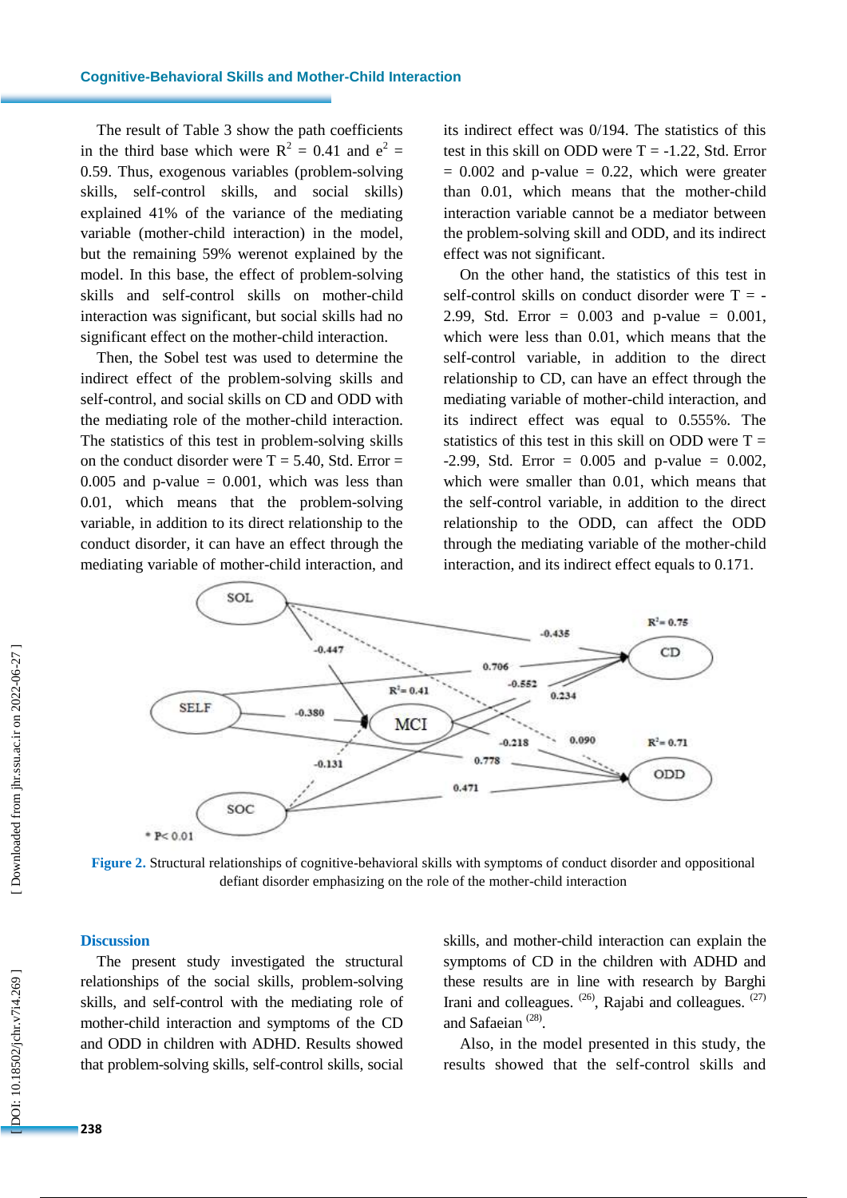The result of Table 3 show the path coefficients in the third base which were $R^2$ = 0.41 and $e^2$ = 0.59. Thus, exogenous variables (problem-solving skills, self-control skills, and social skills) explained 41% of the variance of the mediating variable (mother-child interaction) in the model, but the remaining 59% werenot explained by the model. In this base, the effect of problem-solving skills and self-control skills on mother-child interaction was significant, but social skills had no significant effect on the mother-child interaction.

Then, the Sobel test was used to determine the indirect effect of the problem-solving skills and self-control, and social skills on CD and ODD with the mediating role of the mother-child interaction. The statistics of this test in problem-solving skills on the conduct disorder were T = 5.40, Std. Error = 0.005 and p-value = 0.001, which was less than 0.01, which means that the problem-solving variable, in addition to its direct relationship to the conduct disorder, it can have an effect through the mediating variable of mother-child interaction, and its indirect effect was 0/194. The statistics of this test in this skill on ODD were T = -1.22, Std. Error = 0.002 and p-value = 0.22, which were greater than 0.01, which means that the mother-child interaction variable cannot be a mediator between the problem-solving skill and ODD, and its indirect effect was not significant.

On the other hand, the statistics of this test in self-control skills on conduct disorder were T = -2.99, Std. Error = 0.003 and p-value = 0.001, which were less than 0.01, which means that the self-control variable, in addition to the direct relationship to CD, can have an effect through the mediating variable of mother-child interaction, and its indirect effect was equal to 0.555%. The statistics of this test in this skill on ODD were T = -2.99, Std. Error = 0.005 and p-value = 0.002, which were smaller than 0.01, which means that the self-control variable, in addition to the direct relationship to the ODD, can affect the ODD through the mediating variable of the mother-child interaction, and its indirect effect equals to 0.171.

**Figure 2.** Structural relationships of cognitive-behavioral skills with symptoms of conduct disorder and oppositional defiant disorder emphasizing on the role of the mother-child interaction

## Discussion

The present study investigated the structural relationships of the social skills, problem-solving skills, and self-control with the mediating role of mother-child interaction and symptoms of the CD and ODD in children with ADHD. Results showed that problem-solving skills, self-control skills, social skills, and mother-child interaction can explain the symptoms of CD in the children with ADHD and these results are in line with research by Barghi Irani and colleagues. [26], Rajabi and colleagues. [27] and Safaeian [28].

Also, in the model presented in this study, the results showed that the self-control skills and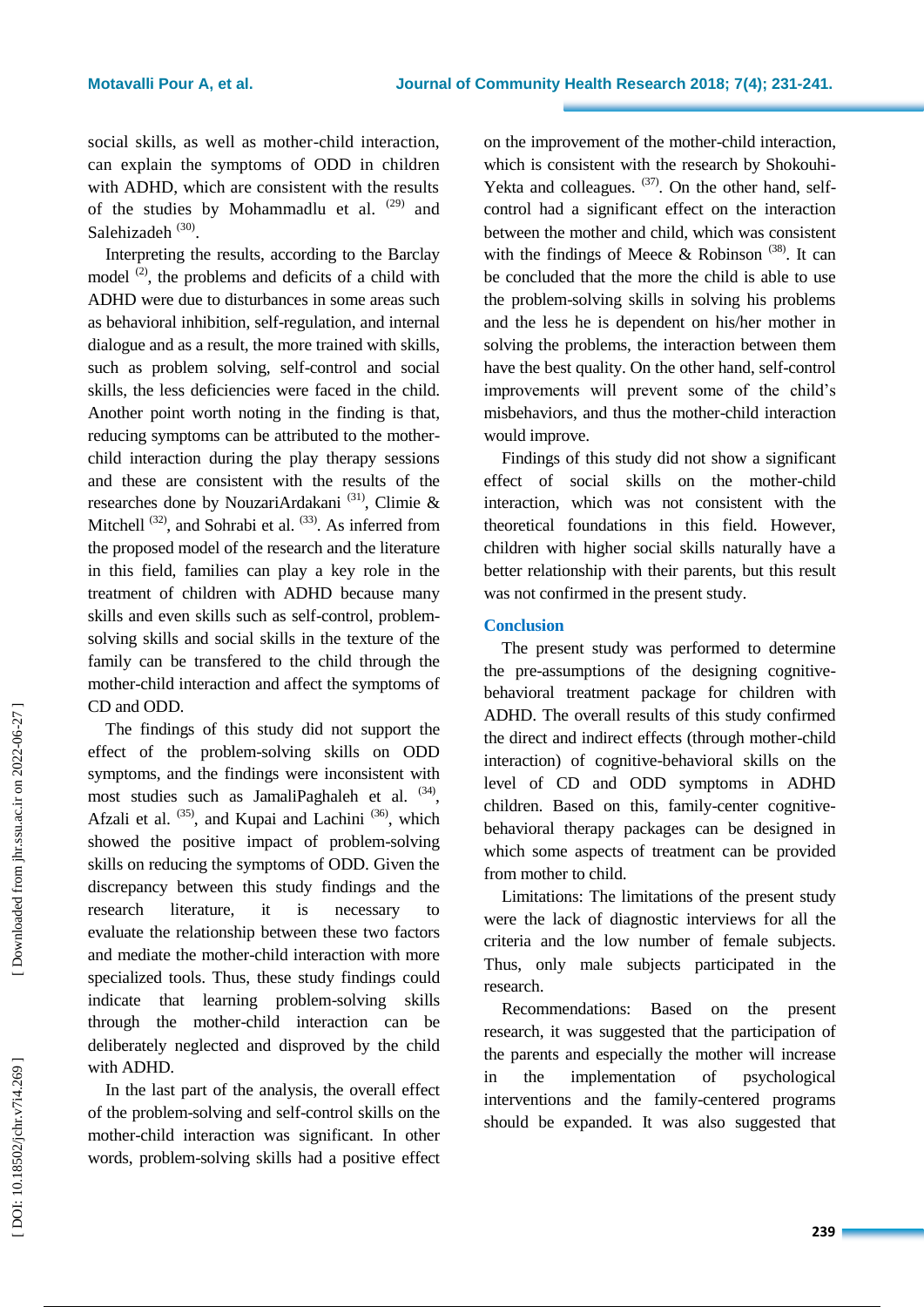social skills, as well as mother-child interaction, can explain the symptoms of ODD in children with ADHD, which are consistent with the results of the studies by Mohammadlu et al. [29] and Salehizadeh [30].

Interpreting the results, according to the Barclay model [2], the problems and deficits of a child with ADHD were due to disturbances in some areas such as behavioral inhibition, self-regulation, and internal dialogue and as a result, the more trained with skills, such as problem solving, self-control and social skills, the less deficiencies were faced in the child. Another point worth noting in the finding is that, reducing symptoms can be attributed to the mother-child interaction during the play therapy sessions and these are consistent with the results of the researches done by NouzariArdakani [31], Climie & Mitchell [32], and Sohrabi et al. [33]. As inferred from the proposed model of the research and the literature in this field, families can play a key role in the treatment of children with ADHD because many skills and even skills such as self-control, problem-solving skills and social skills in the texture of the family can be transfered to the child through the mother-child interaction and affect the symptoms of CD and ODD.

The findings of this study did not support the effect of the problem-solving skills on ODD symptoms, and the findings were inconsistent with most studies such as JamaliPaghaleh et al. [34], Afzali et al. [35], and Kupai and Lachini [36], which showed the positive impact of problem-solving skills on reducing the symptoms of ODD. Given the discrepancy between this study findings and the research literature, it is necessary to evaluate the relationship between these two factors and mediate the mother-child interaction with more specialized tools. Thus, these study findings could indicate that learning problem-solving skills through the mother-child interaction can be deliberately neglected and disproved by the child with ADHD.

In the last part of the analysis, the overall effect of the problem-solving and self-control skills on the mother-child interaction was significant. In other words, problem-solving skills had a positive effect on the improvement of the mother-child interaction, which is consistent with the research by Shokouhi-Yekta and colleagues. [37]. On the other hand, self-control had a significant effect on the interaction between the mother and child, which was consistent with the findings of Meece & Robinson [38]. It can be concluded that the more the child is able to use the problem-solving skills in solving his problems and the less he is dependent on his/her mother in solving the problems, the interaction between them have the best quality. On the other hand, self-control improvements will prevent some of the child's misbehaviors, and thus the mother-child interaction would improve.

Findings of this study did not show a significant effect of social skills on the mother-child interaction, which was not consistent with the theoretical foundations in this field. However, children with higher social skills naturally have a better relationship with their parents, but this result was not confirmed in the present study.

## Conclusion

The present study was performed to determine the pre-assumptions of the designing cognitive-behavioral treatment package for children with ADHD. The overall results of this study confirmed the direct and indirect effects (through mother-child interaction) of cognitive-behavioral skills on the level of CD and ODD symptoms in ADHD children. Based on this, family-center cognitive-behavioral therapy packages can be designed in which some aspects of treatment can be provided from mother to child.

Limitations: The limitations of the present study were the lack of diagnostic interviews for all the criteria and the low number of female subjects. Thus, only male subjects participated in the research.

Recommendations: Based on the present research, it was suggested that the participation of the parents and especially the mother will increase in the implementation of psychological interventions and the family-centered programs should be expanded. It was also suggested that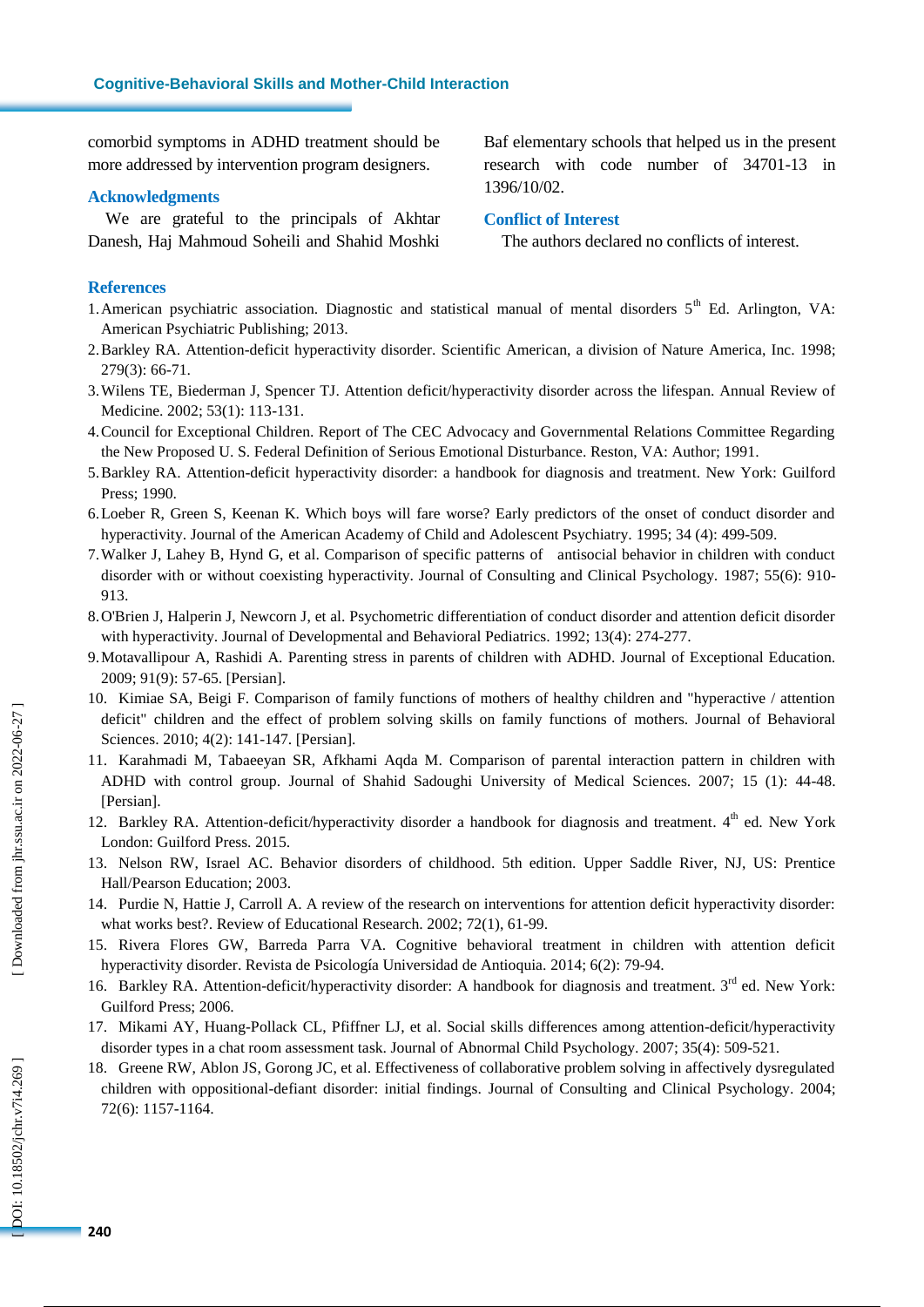comorbid symptoms in ADHD treatment should be more addressed by intervention program designers.

## Acknowledgments

We are grateful to the principals of Akhtar Danesh, Haj Mahmoud Soheili and Shahid Moshki Baf elementary schools that helped us in the present research with code number of 34701-13 in 1396/10/02.

## Conflict of Interest

The authors declared no conflicts of interest.

## References

1. American psychiatric association. Diagnostic and statistical manual of mental disorders 5th Ed. Arlington, VA: American Psychiatric Publishing; 2013.
2. Barkley RA. Attention-deficit hyperactivity disorder. Scientific American, a division of Nature America, Inc. 1998; 279(3): 66-71.
3. Wilens TE, Biederman J, Spencer TJ. Attention deficit/hyperactivity disorder across the lifespan. Annual Review of Medicine. 2002; 53(1): 113-131.
4. Council for Exceptional Children. Report of The CEC Advocacy and Governmental Relations Committee Regarding the New Proposed U. S. Federal Definition of Serious Emotional Disturbance. Reston, VA: Author; 1991.
5. Barkley RA. Attention-deficit hyperactivity disorder: a handbook for diagnosis and treatment. New York: Guilford Press; 1990.
6. Loeber R, Green S, Keenan K. Which boys will fare worse? Early predictors of the onset of conduct disorder and hyperactivity. Journal of the American Academy of Child and Adolescent Psychiatry. 1995; 34 (4): 499-509.
7. Walker J, Lahey B, Hynd G, et al. Comparison of specific patterns of antisocial behavior in children with conduct disorder with or without coexisting hyperactivity. Journal of Consulting and Clinical Psychology. 1987; 55(6): 910-913.
8. O'Brien J, Halperin J, Newcorn J, et al. Psychometric differentiation of conduct disorder and attention deficit disorder with hyperactivity. Journal of Developmental and Behavioral Pediatrics. 1992; 13(4): 274-277.
9. Motavallipour A, Rashidi A. Parenting stress in parents of children with ADHD. Journal of Exceptional Education. 2009; 91(9): 57-65. [Persian].
10. Kimiae SA, Beigi F. Comparison of family functions of mothers of healthy children and "hyperactive / attention deficit" children and the effect of problem solving skills on family functions of mothers. Journal of Behavioral Sciences. 2010; 4(2): 141-147. [Persian].
11. Karahmadi M, Tabaeeyan SR, Afkhami Aqda M. Comparison of parental interaction pattern in children with ADHD with control group. Journal of Shahid Sadoughi University of Medical Sciences. 2007; 15 (1): 44-48. [Persian].
12. Barkley RA. Attention-deficit/hyperactivity disorder a handbook for diagnosis and treatment. 4th ed. New York London: Guilford Press. 2015.
13. Nelson RW, Israel AC. Behavior disorders of childhood. 5th edition. Upper Saddle River, NJ, US: Prentice Hall/Pearson Education; 2003.
14. Purdie N, Hattie J, Carroll A. A review of the research on interventions for attention deficit hyperactivity disorder: what works best?. Review of Educational Research. 2002; 72(1), 61-99.
15. Rivera Flores GW, Barreda Parra VA. Cognitive behavioral treatment in children with attention deficit hyperactivity disorder. Revista de Psicología Universidad de Antioquia. 2014; 6(2): 79-94.
16. Barkley RA. Attention-deficit/hyperactivity disorder: A handbook for diagnosis and treatment. 3rd ed. New York: Guilford Press; 2006.
17. Mikami AY, Huang-Pollack CL, Pfiffner LJ, et al. Social skills differences among attention-deficit/hyperactivity disorder types in a chat room assessment task. Journal of Abnormal Child Psychology. 2007; 35(4): 509-521.
18. Greene RW, Ablon JS, Gorong JC, et al. Effectiveness of collaborative problem solving in affectively dysregulated children with oppositional-defiant disorder: initial findings. Journal of Consulting and Clinical Psychology. 2004; 72(6): 1157-1164.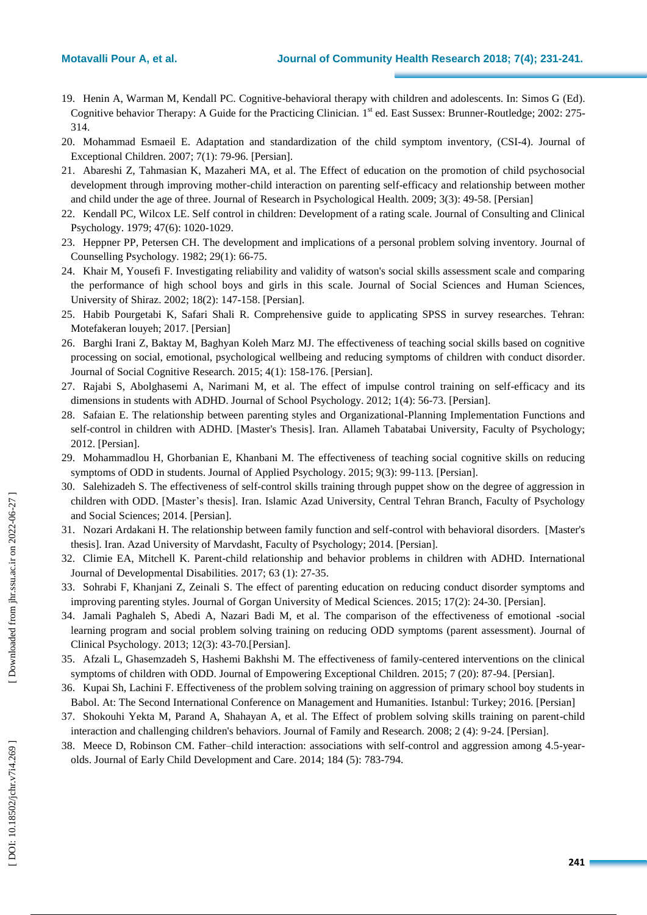19. Henin A, Warman M, Kendall PC. Cognitive-behavioral therapy with children and adolescents. In: Simos G (Ed). Cognitive behavior Therapy: A Guide for the Practicing Clinician. 1st ed. East Sussex: Brunner-Routledge; 2002: 275-314.
20. Mohammad Esmaeil E. Adaptation and standardization of the child symptom inventory, (CSI-4). Journal of Exceptional Children. 2007; 7(1): 79-96. [Persian].
21. Abareshi Z, Tahmasian K, Mazaheri MA, et al. The Effect of education on the promotion of child psychosocial development through improving mother-child interaction on parenting self-efficacy and relationship between mother and child under the age of three. Journal of Research in Psychological Health. 2009; 3(3): 49-58. [Persian]
22. Kendall PC, Wilcox LE. Self control in children: Development of a rating scale. Journal of Consulting and Clinical Psychology. 1979; 47(6): 1020-1029.
23. Heppner PP, Petersen CH. The development and implications of a personal problem solving inventory. Journal of Counselling Psychology. 1982; 29(1): 66-75.
24. Khair M, Yousefi F. Investigating reliability and validity of watson's social skills assessment scale and comparing the performance of high school boys and girls in this scale. Journal of Social Sciences and Human Sciences, University of Shiraz. 2002; 18(2): 147-158. [Persian].
25. Habib Pourgetabi K, Safari Shali R. Comprehensive guide to applicating SPSS in survey researches. Tehran: Motefakeran louyeh; 2017. [Persian]
26. Barghi Irani Z, Baktay M, Baghyan Koleh Marz MJ. The effectiveness of teaching social skills based on cognitive processing on social, emotional, psychological wellbeing and reducing symptoms of children with conduct disorder. Journal of Social Cognitive Research. 2015; 4(1): 158-176. [Persian].
27. Rajabi S, Abolghasemi A, Narimani M, et al. The effect of impulse control training on self-efficacy and its dimensions in students with ADHD. Journal of School Psychology. 2012; 1(4): 56-73. [Persian].
28. Safaian E. The relationship between parenting styles and Organizational-Planning Implementation Functions and self-control in children with ADHD. [Master's Thesis]. Iran. Allameh Tabatabai University, Faculty of Psychology; 2012. [Persian].
29. Mohammadlou H, Ghorbanian E, Khanbani M. The effectiveness of teaching social cognitive skills on reducing symptoms of ODD in students. Journal of Applied Psychology. 2015; 9(3): 99-113. [Persian].
30. Salehizadeh S. The effectiveness of self-control skills training through puppet show on the degree of aggression in children with ODD. [Master's thesis]. Iran. Islamic Azad University, Central Tehran Branch, Faculty of Psychology and Social Sciences; 2014. [Persian].
31. Nozari Ardakani H. The relationship between family function and self-control with behavioral disorders. [Master's thesis]. Iran. Azad University of Marvdasht, Faculty of Psychology; 2014. [Persian].
32. Climie EA, Mitchell K. Parent-child relationship and behavior problems in children with ADHD. International Journal of Developmental Disabilities. 2017; 63 (1): 27-35.
33. Sohrabi F, Khanjani Z, Zeinali S. The effect of parenting education on reducing conduct disorder symptoms and improving parenting styles. Journal of Gorgan University of Medical Sciences. 2015; 17(2): 24-30. [Persian].
34. Jamali Paghaleh S, Abedi A, Nazari Badi M, et al. The comparison of the effectiveness of emotional -social learning program and social problem solving training on reducing ODD symptoms (parent assessment). Journal of Clinical Psychology. 2013; 12(3): 43-70.[Persian].
35. Afzali L, Ghasemzadeh S, Hashemi Bakhshi M. The effectiveness of family-centered interventions on the clinical symptoms of children with ODD. Journal of Empowering Exceptional Children. 2015; 7 (20): 87-94. [Persian].
36. Kupai Sh, Lachini F. Effectiveness of the problem solving training on aggression of primary school boy students in Babol. At: The Second International Conference on Management and Humanities. Istanbul: Turkey; 2016. [Persian]
37. Shokouhi Yekta M, Parand A, Shahayan A, et al. The Effect of problem solving skills training on parent-child interaction and challenging children's behaviors. Journal of Family and Research. 2008; 2 (4): 9-24. [Persian].
38. Meece D, Robinson CM. Father–child interaction: associations with self-control and aggression among 4.5-year-olds. Journal of Early Child Development and Care. 2014; 184 (5): 783-794.